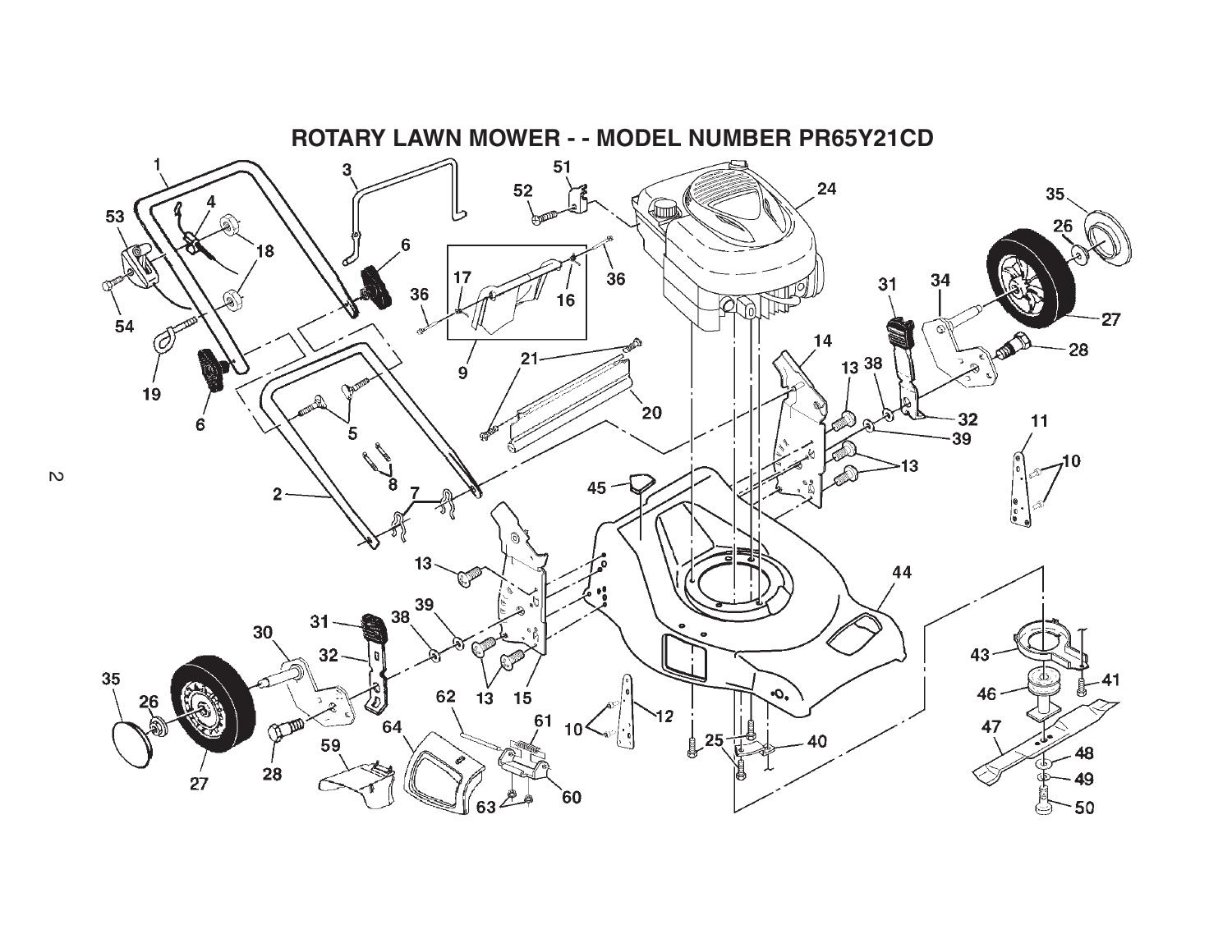# ROTARY LAWN MOWER - - MODEL NUMBER PR65Y21CD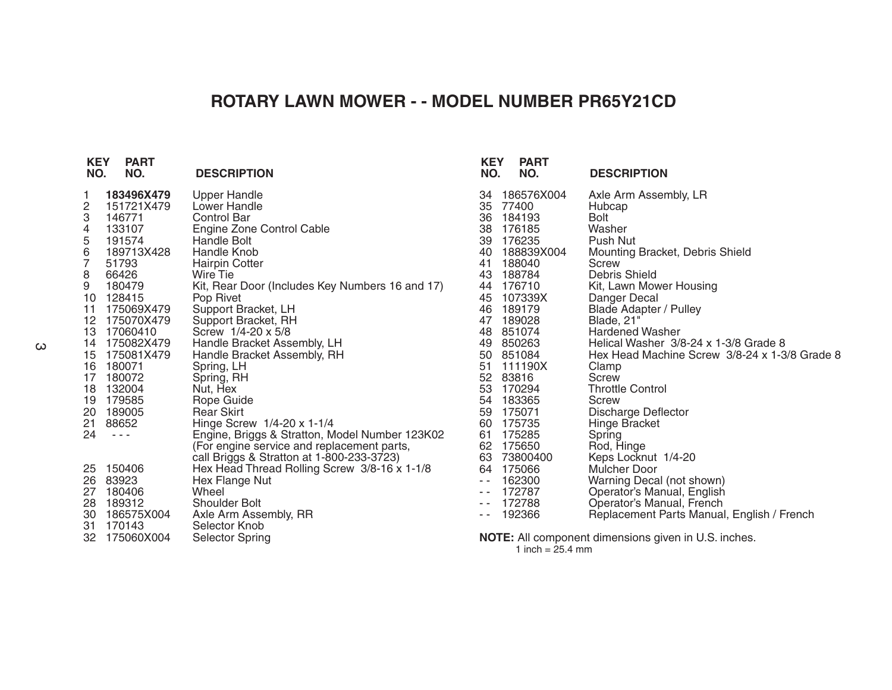# ROTARY LAWN MOWER - - MODEL NUMBER PR65Y21CD

| KEY NO. | PART NO. | DESCRIPTION |
|---|---|---|
| 1 | **183496X479** | Upper Handle |
| 2 | 151721X479 | Lower Handle |
| 3 | 146771 | Control Bar |
| 4 | 133107 | Engine Zone Control Cable |
| 5 | 191574 | Handle Bolt |
| 6 | 189713X428 | Handle Knob |
| 7 | 51793 | Hairpin Cotter |
| 8 | 66426 | Wire Tie |
| 9 | 180479 | Kit, Rear Door (Includes Key Numbers 16 and 17) |
| 10 | 128415 | Pop Rivet |
| 11 | 175069X479 | Support Bracket, LH |
| 12 | 175070X479 | Support Bracket, RH |
| 13 | 17060410 | Screw 1/4-20 x 5/8 |
| 14 | 175082X479 | Handle Bracket Assembly, LH |
| 15 | 175081X479 | Handle Bracket Assembly, RH |
| 16 | 180071 | Spring, LH |
| 17 | 180072 | Spring, RH |
| 18 | 132004 | Nut, Hex |
| 19 | 179585 | Rope Guide |
| 20 | 189005 | Rear Skirt |
| 21 | 88652 | Hinge Screw 1/4-20 x 1-1/4 |
| 24 | - - - | Engine, Briggs & Stratton, Model Number 123K02 (For engine service and replacement parts, call Briggs & Stratton at 1-800-233-3723) |
| 25 | 150406 | Hex Head Thread Rolling Screw 3/8-16 x 1-1/8 |
| 26 | 83923 | Hex Flange Nut |
| 27 | 180406 | Wheel |
| 28 | 189312 | Shoulder Bolt |
| 30 | 186575X004 | Axle Arm Assembly, RR |
| 31 | 170143 | Selector Knob |
| 32 | 175060X004 | Selector Spring |
| 34 | 186576X004 | Axle Arm Assembly, LR |
| 35 | 77400 | Hubcap |
| 36 | 184193 | Bolt |
| 38 | 176185 | Washer |
| 39 | 176235 | Push Nut |
| 40 | 188839X004 | Mounting Bracket, Debris Shield |
| 41 | 188040 | Screw |
| 43 | 188784 | Debris Shield |
| 44 | 176710 | Kit, Lawn Mower Housing |
| 45 | 107339X | Danger Decal |
| 46 | 189179 | Blade Adapter / Pulley |
| 47 | 189028 | Blade, 21" |
| 48 | 851074 | Hardened Washer |
| 49 | 850263 | Helical Washer 3/8-24 x 1-3/8 Grade 8 |
| 50 | 851084 | Hex Head Machine Screw 3/8-24 x 1-3/8 Grade 8 |
| 51 | 111190X | Clamp |
| 52 | 83816 | Screw |
| 53 | 170294 | Throttle Control |
| 54 | 183365 | Screw |
| 59 | 175071 | Discharge Deflector |
| 60 | 175735 | Hinge Bracket |
| 61 | 175285 | Spring |
| 62 | 175650 | Rod, Hinge |
| 63 | 73800400 | Keps Locknut 1/4-20 |
| 64 | 175066 | Mulcher Door |
| - - | 162300 | Warning Decal (not shown) |
| - - | 172787 | Operator's Manual, English |
| - - | 172788 | Operator's Manual, French |
| - - | 192366 | Replacement Parts Manual, English / French |

**NOTE:** All component dimensions given in U.S. inches.
1 inch = 25.4 mm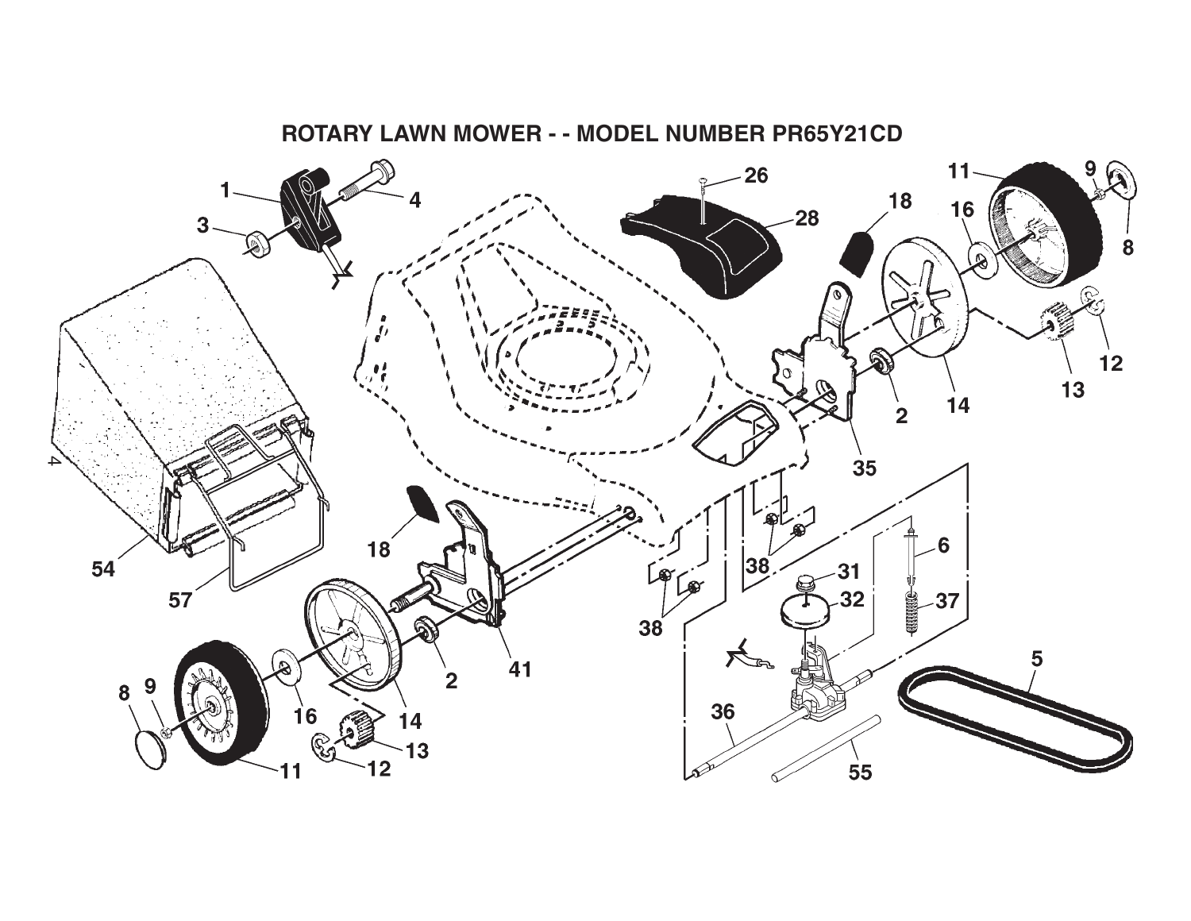# ROTARY LAWN MOWER - - MODEL NUMBER PR65Y21CD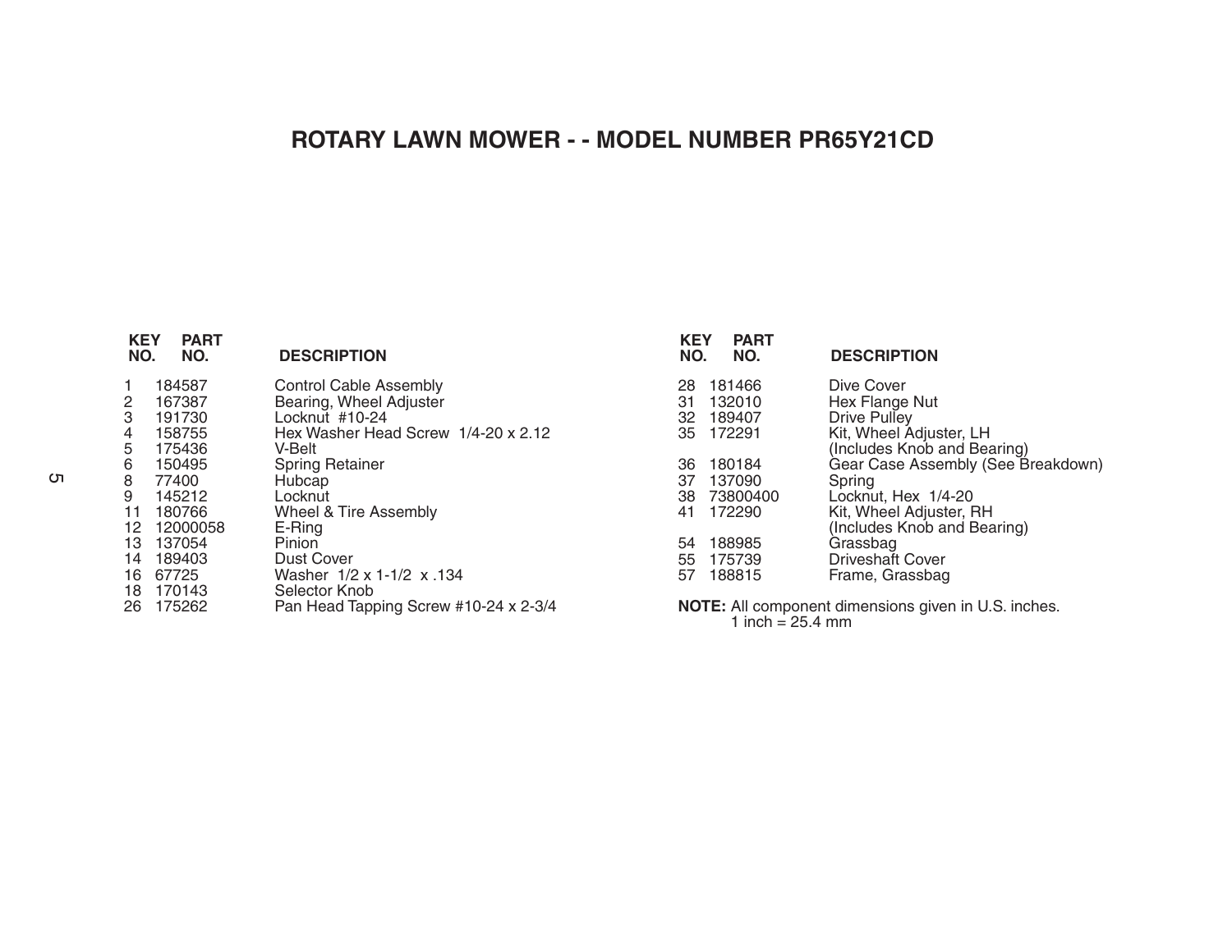# ROTARY LAWN MOWER - - MODEL NUMBER PR65Y21CD

| KEY NO. | PART NO. | DESCRIPTION |
|---|---|---|
| 1 | 184587 | Control Cable Assembly |
| 2 | 167387 | Bearing, Wheel Adjuster |
| 3 | 191730 | Locknut #10-24 |
| 4 | 158755 | Hex Washer Head Screw 1/4-20 x 2.12 |
| 5 | 175436 | V-Belt |
| 6 | 150495 | Spring Retainer |
| 8 | 77400 | Hubcap |
| 9 | 145212 | Locknut |
| 11 | 180766 | Wheel & Tire Assembly |
| 12 | 12000058 | E-Ring |
| 13 | 137054 | Pinion |
| 14 | 189403 | Dust Cover |
| 16 | 67725 | Washer 1/2 x 1-1/2 x .134 |
| 18 | 170143 | Selector Knob |
| 26 | 175262 | Pan Head Tapping Screw #10-24 x 2-3/4 |

| KEY NO. | PART NO. | DESCRIPTION |
|---|---|---|
| 28 | 181466 | Dive Cover |
| 31 | 132010 | Hex Flange Nut |
| 32 | 189407 | Drive Pulley |
| 35 | 172291 | Kit, Wheel Adjuster, LH (Includes Knob and Bearing) |
| 36 | 180184 | Gear Case Assembly (See Breakdown) |
| 37 | 137090 | Spring |
| 38 | 73800400 | Locknut, Hex 1/4-20 |
| 41 | 172290 | Kit, Wheel Adjuster, RH (Includes Knob and Bearing) |
| 54 | 188985 | Grassbag |
| 55 | 175739 | Driveshaft Cover |
| 57 | 188815 | Frame, Grassbag |

**NOTE:** All component dimensions given in U.S. inches.
1 inch = 25.4 mm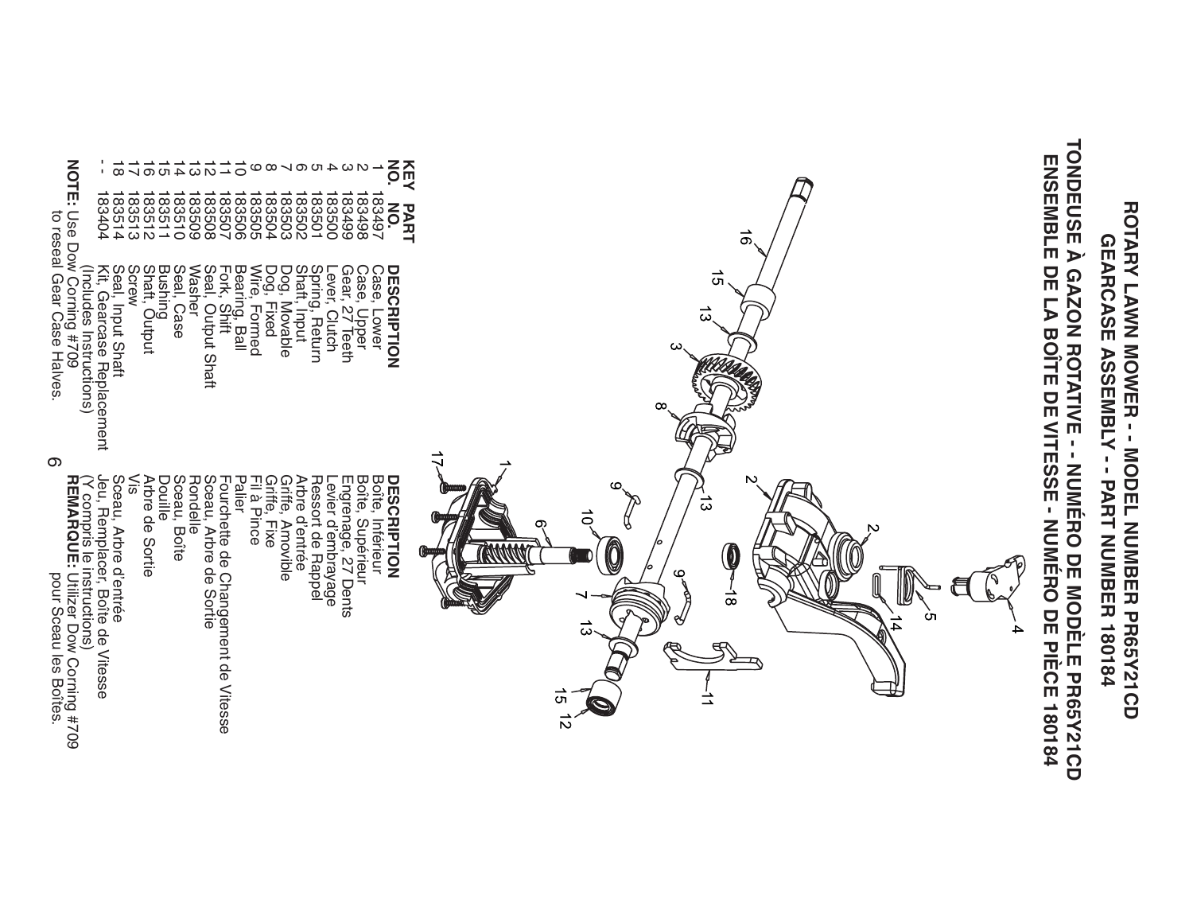# ROTARY LAWN MOWER - - MODEL NUMBER PR65Y21CD
## GEARCASE ASSEMBLY - - PART NUMBER 180184

# TONDEUSE À GAZON ROTATIVE - - NUMÉRO DE MODÈLE PR65Y21CD
## ENSEMBLE DE LA BOÎTE DE VITESSE - NUMÉRO DE PIÈCE 180184

16
15
13
3
8
17
1
6
9
10
13
2
2
18
9
7
13
15
12
11
14
5
4

| KEY NO. | PART NO. | DESCRIPTION | DESCRIPTION |
|---|---|---|---|
| 1 | 183497 | Case, Lower | Boîte, Inférieur |
| 2 | 183498 | Case, Upper | Boîte, Supérieur |
| 3 | 183499 | Gear, 27 Teeth | Engrenage, 27 Dents |
| 4 | 183500 | Lever, Clutch | Levier d'embrayage |
| 5 | 183501 | Spring, Return | Ressort de Rappel |
| 6 | 183502 | Shaft, Input | Arbre d'entrée |
| 7 | 183503 | Dog, Movable | Griffe, Amovible |
| 8 | 183504 | Dog, Fixed | Griffe, Fixe |
| 9 | 183505 | Wire, Formed | Fil à Pince |
| 10 | 183506 | Bearing, Ball | Palier |
| 11 | 183507 | Fork, Shift | Fourchette de Changement de Vitesse |
| 12 | 183508 | Seal, Output Shaft | Sceau, Arbre de Sortie |
| 13 | 183509 | Washer | Rondelle |
| 14 | 183510 | Seal, Case | Sceau, Boîte |
| 15 | 183511 | Bushing | Douille |
| 16 | 183512 | Shaft, Output | Arbre de Sortie |
| 17 | 183513 | Screw | Vis |
| 18 | 183514 | Seal, Input Shaft | Sceau, Arbre d'entrée |
| - - | 183404 | Kit, Gearcase Replacement (Includes Instructions) | Jeu, Remplacer, Boîte de Vitesse (Y compris le instructions) |

**NOTE:** Use Dow Corning #709 to reseal Gear Case Halves.

**REMARQUE:** Utilizer Dow Corning #709 pour Sceau les Boîtes.